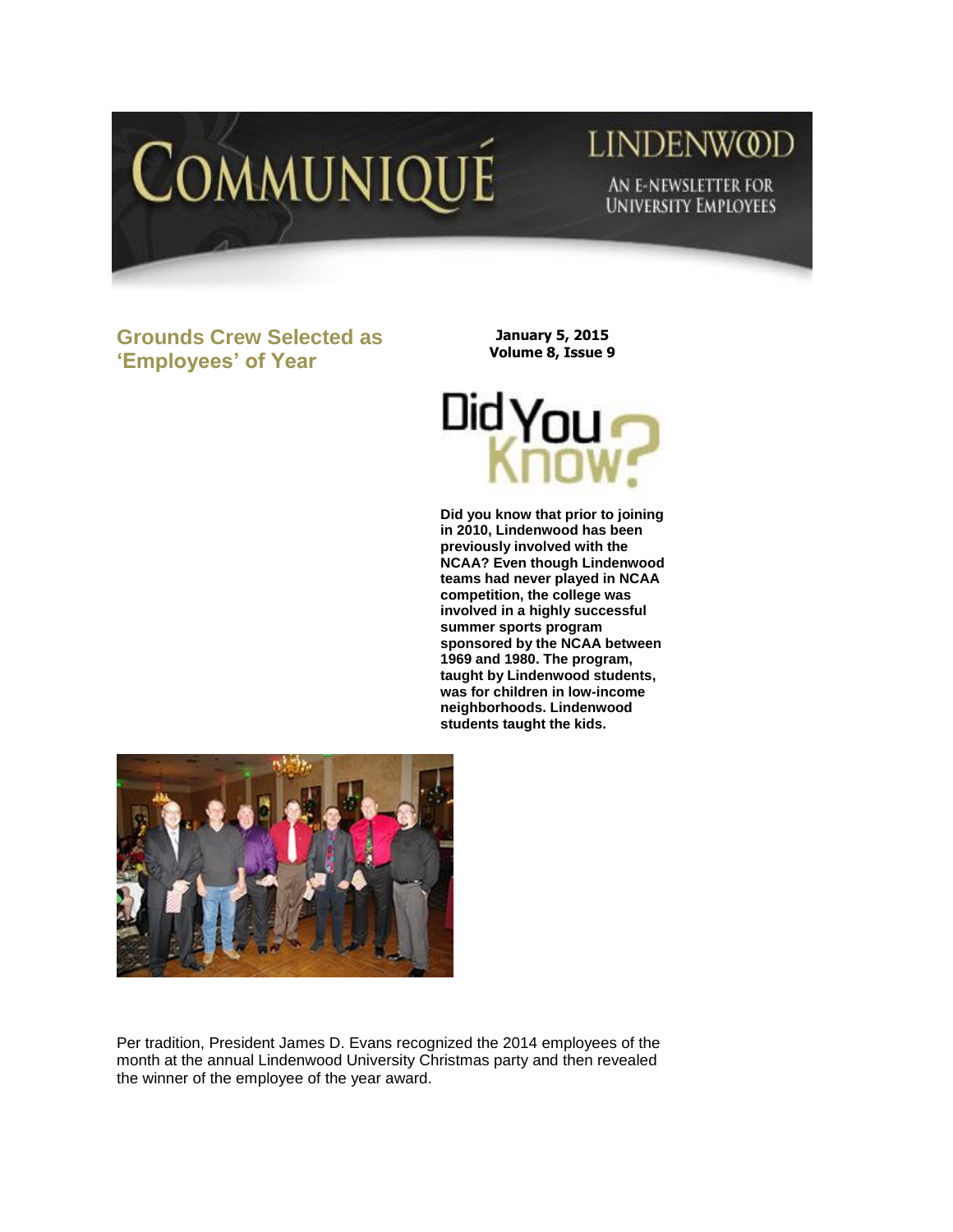# Communiqué

Lindenwood

An E-Newsletter for University Employees

## Grounds Crew Selected as 'Employees' of Year

**January 5, 2015**
**Volume 8, Issue 9**

Did You Know?

**Did you know that prior to joining in 2010, Lindenwood has been previously involved with the NCAA? Even though Lindenwood teams had never played in NCAA competition, the college was involved in a highly successful summer sports program sponsored by the NCAA between 1969 and 1980. The program, taught by Lindenwood students, was for children in low-income neighborhoods. Lindenwood students taught the kids.**

Per tradition, President James D. Evans recognized the 2014 employees of the month at the annual Lindenwood University Christmas party and then revealed the winner of the employee of the year award.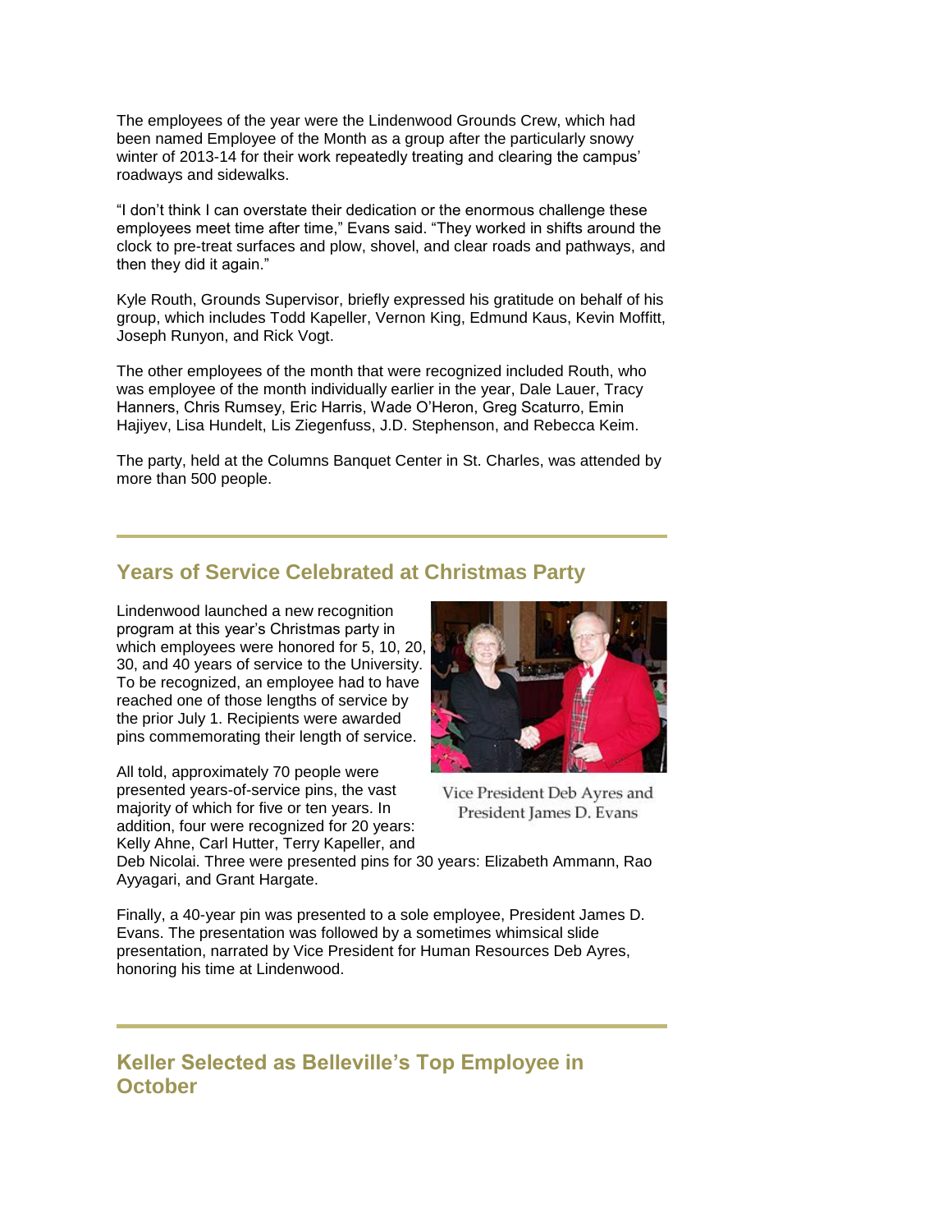The employees of the year were the Lindenwood Grounds Crew, which had been named Employee of the Month as a group after the particularly snowy winter of 2013-14 for their work repeatedly treating and clearing the campus' roadways and sidewalks.

"I don't think I can overstate their dedication or the enormous challenge these employees meet time after time," Evans said. "They worked in shifts around the clock to pre-treat surfaces and plow, shovel, and clear roads and pathways, and then they did it again."

Kyle Routh, Grounds Supervisor, briefly expressed his gratitude on behalf of his group, which includes Todd Kapeller, Vernon King, Edmund Kaus, Kevin Moffitt, Joseph Runyon, and Rick Vogt.

The other employees of the month that were recognized included Routh, who was employee of the month individually earlier in the year, Dale Lauer, Tracy Hanners, Chris Rumsey, Eric Harris, Wade O'Heron, Greg Scaturro, Emin Hajiyev, Lisa Hundelt, Lis Ziegenfuss, J.D. Stephenson, and Rebecca Keim.

The party, held at the Columns Banquet Center in St. Charles, was attended by more than 500 people.

## Years of Service Celebrated at Christmas Party

Lindenwood launched a new recognition program at this year's Christmas party in which employees were honored for 5, 10, 20, 30, and 40 years of service to the University. To be recognized, an employee had to have reached one of those lengths of service by the prior July 1. Recipients were awarded pins commemorating their length of service.

Vice President Deb Ayres and President James D. Evans

All told, approximately 70 people were presented years-of-service pins, the vast majority of which for five or ten years. In addition, four were recognized for 20 years: Kelly Ahne, Carl Hutter, Terry Kapeller, and Deb Nicolai. Three were presented pins for 30 years: Elizabeth Ammann, Rao Ayyagari, and Grant Hargate.

Finally, a 40-year pin was presented to a sole employee, President James D. Evans. The presentation was followed by a sometimes whimsical slide presentation, narrated by Vice President for Human Resources Deb Ayres, honoring his time at Lindenwood.

## Keller Selected as Belleville's Top Employee in October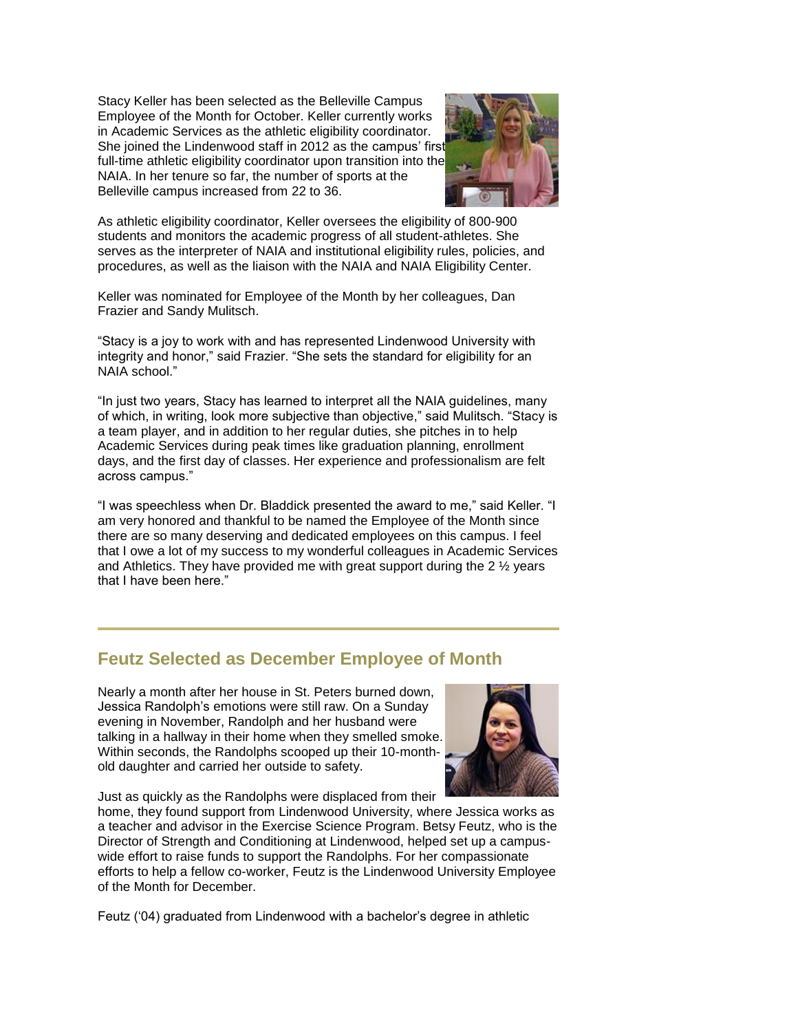Stacy Keller has been selected as the Belleville Campus Employee of the Month for October. Keller currently works in Academic Services as the athletic eligibility coordinator. She joined the Lindenwood staff in 2012 as the campus' first full-time athletic eligibility coordinator upon transition into the NAIA. In her tenure so far, the number of sports at the Belleville campus increased from 22 to 36.

As athletic eligibility coordinator, Keller oversees the eligibility of 800-900 students and monitors the academic progress of all student-athletes. She serves as the interpreter of NAIA and institutional eligibility rules, policies, and procedures, as well as the liaison with the NAIA and NAIA Eligibility Center.

Keller was nominated for Employee of the Month by her colleagues, Dan Frazier and Sandy Mulitsch.

"Stacy is a joy to work with and has represented Lindenwood University with integrity and honor," said Frazier. "She sets the standard for eligibility for an NAIA school."

"In just two years, Stacy has learned to interpret all the NAIA guidelines, many of which, in writing, look more subjective than objective," said Mulitsch. "Stacy is a team player, and in addition to her regular duties, she pitches in to help Academic Services during peak times like graduation planning, enrollment days, and the first day of classes. Her experience and professionalism are felt across campus."

"I was speechless when Dr. Bladdick presented the award to me," said Keller. "I am very honored and thankful to be named the Employee of the Month since there are so many deserving and dedicated employees on this campus. I feel that I owe a lot of my success to my wonderful colleagues in Academic Services and Athletics. They have provided me with great support during the 2 ½ years that I have been here."

## Feutz Selected as December Employee of Month

Nearly a month after her house in St. Peters burned down, Jessica Randolph's emotions were still raw. On a Sunday evening in November, Randolph and her husband were talking in a hallway in their home when they smelled smoke. Within seconds, the Randolphs scooped up their 10-month-old daughter and carried her outside to safety.

Just as quickly as the Randolphs were displaced from their home, they found support from Lindenwood University, where Jessica works as a teacher and advisor in the Exercise Science Program. Betsy Feutz, who is the Director of Strength and Conditioning at Lindenwood, helped set up a campus-wide effort to raise funds to support the Randolphs. For her compassionate efforts to help a fellow co-worker, Feutz is the Lindenwood University Employee of the Month for December.

Feutz ('04) graduated from Lindenwood with a bachelor's degree in athletic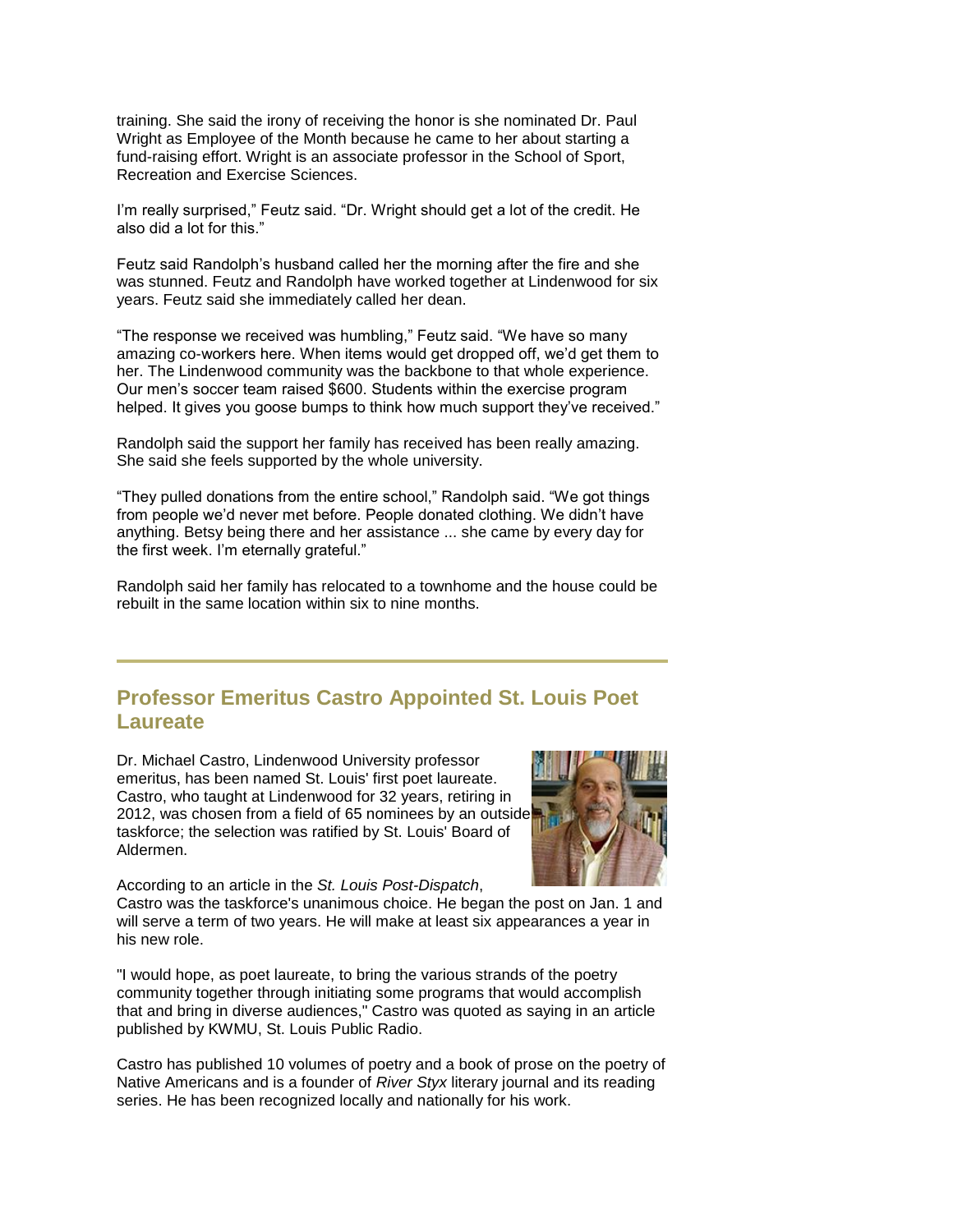training. She said the irony of receiving the honor is she nominated Dr. Paul Wright as Employee of the Month because he came to her about starting a fund-raising effort. Wright is an associate professor in the School of Sport, Recreation and Exercise Sciences.

I'm really surprised," Feutz said. "Dr. Wright should get a lot of the credit. He also did a lot for this."

Feutz said Randolph's husband called her the morning after the fire and she was stunned. Feutz and Randolph have worked together at Lindenwood for six years. Feutz said she immediately called her dean.

"The response we received was humbling," Feutz said. "We have so many amazing co-workers here. When items would get dropped off, we'd get them to her. The Lindenwood community was the backbone to that whole experience. Our men's soccer team raised $600. Students within the exercise program helped. It gives you goose bumps to think how much support they've received."

Randolph said the support her family has received has been really amazing. She said she feels supported by the whole university.

"They pulled donations from the entire school," Randolph said. "We got things from people we'd never met before. People donated clothing. We didn't have anything. Betsy being there and her assistance ... she came by every day for the first week. I'm eternally grateful."

Randolph said her family has relocated to a townhome and the house could be rebuilt in the same location within six to nine months.

## Professor Emeritus Castro Appointed St. Louis Poet Laureate

Dr. Michael Castro, Lindenwood University professor emeritus, has been named St. Louis' first poet laureate. Castro, who taught at Lindenwood for 32 years, retiring in 2012, was chosen from a field of 65 nominees by an outside taskforce; the selection was ratified by St. Louis' Board of Aldermen.

According to an article in the *St. Louis Post-Dispatch*, Castro was the taskforce's unanimous choice. He began the post on Jan. 1 and will serve a term of two years. He will make at least six appearances a year in his new role.

"I would hope, as poet laureate, to bring the various strands of the poetry community together through initiating some programs that would accomplish that and bring in diverse audiences," Castro was quoted as saying in an article published by KWMU, St. Louis Public Radio.

Castro has published 10 volumes of poetry and a book of prose on the poetry of Native Americans and is a founder of *River Styx* literary journal and its reading series. He has been recognized locally and nationally for his work.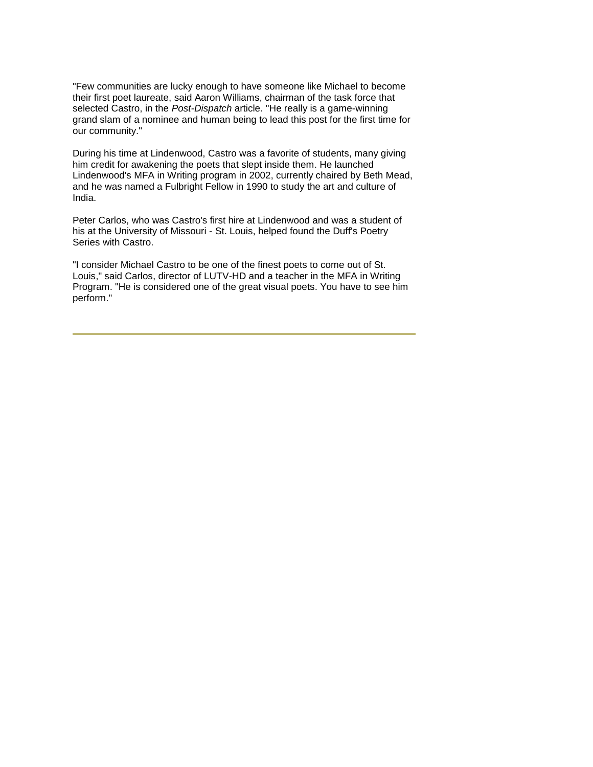"Few communities are lucky enough to have someone like Michael to become their first poet laureate, said Aaron Williams, chairman of the task force that selected Castro, in the *Post-Dispatch* article. "He really is a game-winning grand slam of a nominee and human being to lead this post for the first time for our community."

During his time at Lindenwood, Castro was a favorite of students, many giving him credit for awakening the poets that slept inside them. He launched Lindenwood's MFA in Writing program in 2002, currently chaired by Beth Mead, and he was named a Fulbright Fellow in 1990 to study the art and culture of India.

Peter Carlos, who was Castro's first hire at Lindenwood and was a student of his at the University of Missouri - St. Louis, helped found the Duff's Poetry Series with Castro.

"I consider Michael Castro to be one of the finest poets to come out of St. Louis," said Carlos, director of LUTV-HD and a teacher in the MFA in Writing Program. "He is considered one of the great visual poets. You have to see him perform."

---